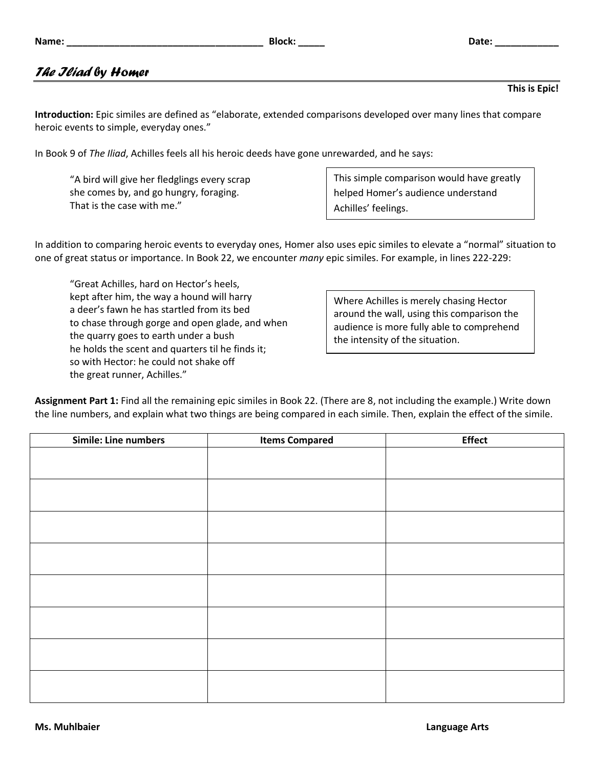Name: ____________________________________ Block: _____ Date: ____________

# *The Iliad by Homer*

**This is Epic!**

**Introduction:** Epic similes are defined as "elaborate, extended comparisons developed over many lines that compare heroic events to simple, everyday ones."

In Book 9 of *The Iliad*, Achilles feels all his heroic deeds have gone unrewarded, and he says:

> "A bird will give her fledglings every scrap
> she comes by, and go hungry, foraging.
> That is the case with me."

This simple comparison would have greatly helped Homer's audience understand Achilles' feelings.

In addition to comparing heroic events to everyday ones, Homer also uses epic similes to elevate a "normal" situation to one of great status or importance. In Book 22, we encounter *many* epic similes. For example, in lines 222-229:

> "Great Achilles, hard on Hector's heels,
> kept after him, the way a hound will harry
> a deer's fawn he has startled from its bed
> to chase through gorge and open glade, and when
> the quarry goes to earth under a bush
> he holds the scent and quarters til he finds it;
> so with Hector: he could not shake off
> the great runner, Achilles."

Where Achilles is merely chasing Hector around the wall, using this comparison the audience is more fully able to comprehend the intensity of the situation.

**Assignment Part 1:** Find all the remaining epic similes in Book 22. (There are 8, not including the example.) Write down the line numbers, and explain what two things are being compared in each simile. Then, explain the effect of the simile.

| Simile: Line numbers | Items Compared | Effect |
|---|---|---|
| | | |
| | | |
| | | |
| | | |
| | | |
| | | |
| | | |
| | | |

**Ms. Muhlbaier** **Language Arts**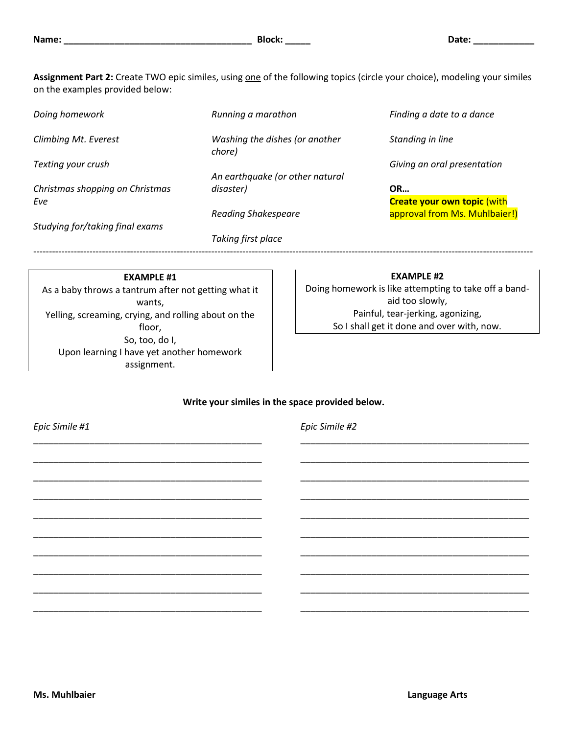Name: ____________________________________ Block: _____ Date: ____________

**Assignment Part 2:** Create TWO epic similes, using one of the following topics (circle your choice), modeling your similes on the examples provided below:

*Doing homework*

*Climbing Mt. Everest*

*Texting your crush*

*Christmas shopping on Christmas Eve*

*Studying for/taking final exams*

*Running a marathon*

*Washing the dishes (or another chore)*

*An earthquake (or other natural disaster)*

*Reading Shakespeare*

*Taking first place*

*Finding a date to a dance*

*Standing in line*

*Giving an oral presentation*

**OR…**

**Create your own topic** (with approval from Ms. Muhlbaier!)

---

**EXAMPLE #1**

As a baby throws a tantrum after not getting what it wants,
Yelling, screaming, crying, and rolling about on the floor,
So, too, do I,
Upon learning I have yet another homework assignment.

**EXAMPLE #2**

Doing homework is like attempting to take off a band-aid too slowly,
Painful, tear-jerking, agonizing,
So I shall get it done and over with, now.

**Write your similes in the space provided below.**

*Epic Simile #1*

_______________________________________________

_______________________________________________

_______________________________________________

_______________________________________________

_______________________________________________

_______________________________________________

_______________________________________________

_______________________________________________

_______________________________________________

_______________________________________________

*Epic Simile #2*

_______________________________________________

_______________________________________________

_______________________________________________

_______________________________________________

_______________________________________________

_______________________________________________

_______________________________________________

_______________________________________________

_______________________________________________

_______________________________________________